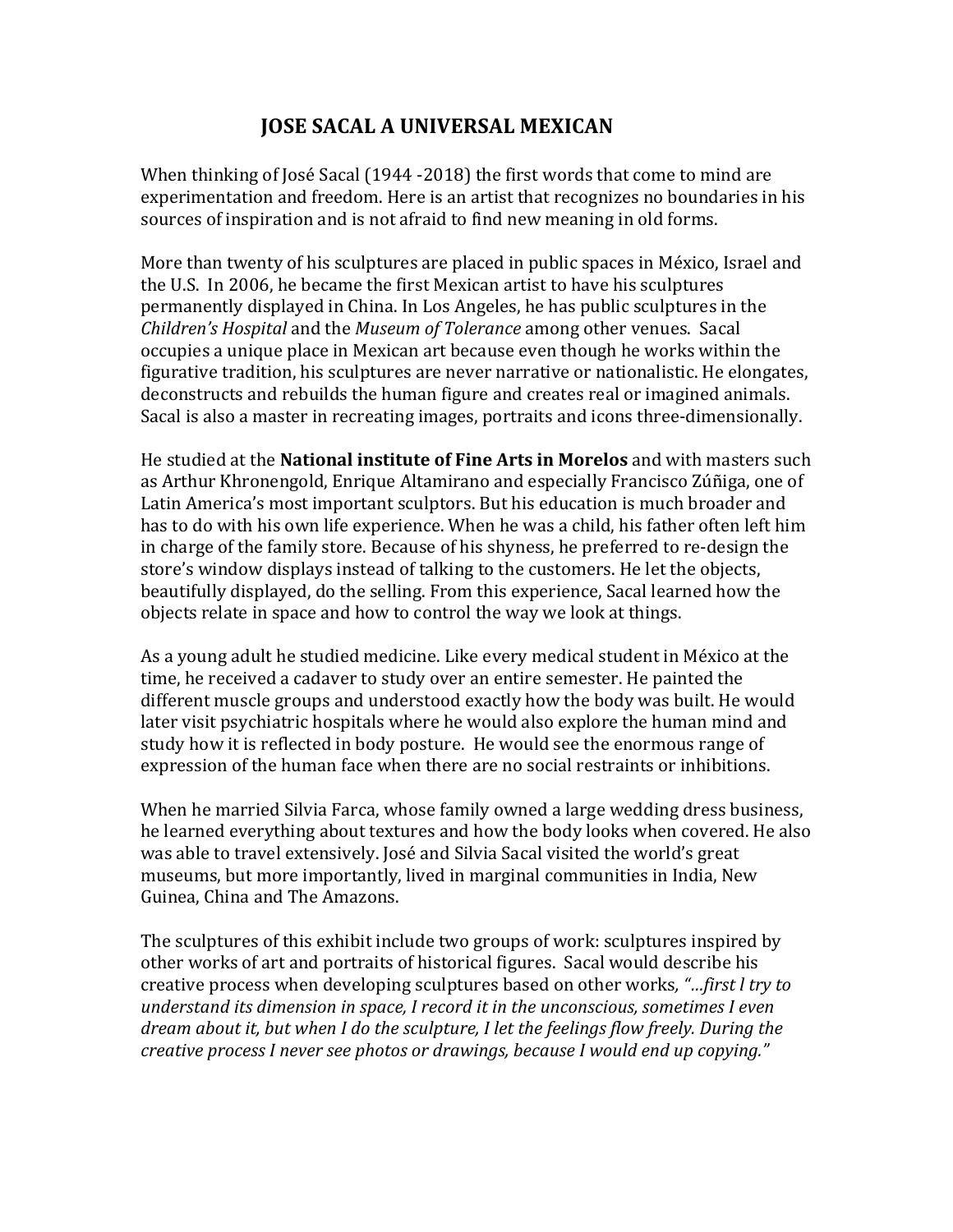# JOSE SACAL A UNIVERSAL MEXICAN

When thinking of José Sacal (1944 -2018) the first words that come to mind are experimentation and freedom. Here is an artist that recognizes no boundaries in his sources of inspiration and is not afraid to find new meaning in old forms.

More than twenty of his sculptures are placed in public spaces in México, Israel and the U.S. In 2006, he became the first Mexican artist to have his sculptures permanently displayed in China. In Los Angeles, he has public sculptures in the *Children's Hospital* and the *Museum of Tolerance* among other venues. Sacal occupies a unique place in Mexican art because even though he works within the figurative tradition, his sculptures are never narrative or nationalistic. He elongates, deconstructs and rebuilds the human figure and creates real or imagined animals. Sacal is also a master in recreating images, portraits and icons three-dimensionally.

He studied at the **National institute of Fine Arts in Morelos** and with masters such as Arthur Khronengold, Enrique Altamirano and especially Francisco Zúñiga, one of Latin America's most important sculptors. But his education is much broader and has to do with his own life experience. When he was a child, his father often left him in charge of the family store. Because of his shyness, he preferred to re-design the store's window displays instead of talking to the customers. He let the objects, beautifully displayed, do the selling. From this experience, Sacal learned how the objects relate in space and how to control the way we look at things.

As a young adult he studied medicine. Like every medical student in México at the time, he received a cadaver to study over an entire semester. He painted the different muscle groups and understood exactly how the body was built. He would later visit psychiatric hospitals where he would also explore the human mind and study how it is reflected in body posture. He would see the enormous range of expression of the human face when there are no social restraints or inhibitions.

When he married Silvia Farca, whose family owned a large wedding dress business, he learned everything about textures and how the body looks when covered. He also was able to travel extensively. José and Silvia Sacal visited the world's great museums, but more importantly, lived in marginal communities in India, New Guinea, China and The Amazons.

The sculptures of this exhibit include two groups of work: sculptures inspired by other works of art and portraits of historical figures. Sacal would describe his creative process when developing sculptures based on other works, *"…first l try to understand its dimension in space, I record it in the unconscious, sometimes I even dream about it, but when I do the sculpture, I let the feelings flow freely. During the creative process I never see photos or drawings, because I would end up copying."*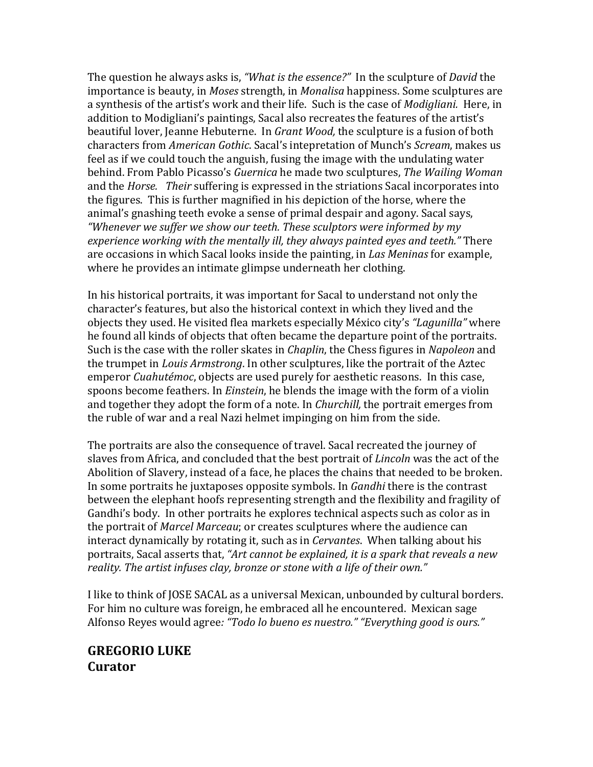The question he always asks is, *"What is the essence?"* In the sculpture of *David* the importance is beauty, in *Moses* strength, in *Monalisa* happiness. Some sculptures are a synthesis of the artist's work and their life. Such is the case of *Modigliani.* Here, in addition to Modigliani's paintings, Sacal also recreates the features of the artist's beautiful lover, Jeanne Hebuterne. In *Grant Wood,* the sculpture is a fusion of both characters from *American Gothic*. Sacal's intepretation of Munch's *Scream*, makes us feel as if we could touch the anguish, fusing the image with the undulating water behind. From Pablo Picasso's *Guernica* he made two sculptures, *The Wailing Woman* and the *Horse. Their* suffering is expressed in the striations Sacal incorporates into the figures. This is further magnified in his depiction of the horse, where the animal's gnashing teeth evoke a sense of primal despair and agony. Sacal says, *"Whenever we suffer we show our teeth. These sculptors were informed by my experience working with the mentally ill, they always painted eyes and teeth."* There are occasions in which Sacal looks inside the painting, in *Las Meninas* for example, where he provides an intimate glimpse underneath her clothing.

In his historical portraits, it was important for Sacal to understand not only the character's features, but also the historical context in which they lived and the objects they used. He visited flea markets especially México city's *"Lagunilla"* where he found all kinds of objects that often became the departure point of the portraits. Such is the case with the roller skates in *Chaplin*, the Chess figures in *Napoleon* and the trumpet in *Louis Armstrong*. In other sculptures, like the portrait of the Aztec emperor *Cuahutémoc*, objects are used purely for aesthetic reasons. In this case, spoons become feathers. In *Einstein*, he blends the image with the form of a violin and together they adopt the form of a note. In *Churchill,* the portrait emerges from the ruble of war and a real Nazi helmet impinging on him from the side.

The portraits are also the consequence of travel. Sacal recreated the journey of slaves from Africa, and concluded that the best portrait of *Lincoln* was the act of the Abolition of Slavery, instead of a face, he places the chains that needed to be broken. In some portraits he juxtaposes opposite symbols. In *Gandhi* there is the contrast between the elephant hoofs representing strength and the flexibility and fragility of Gandhi's body. In other portraits he explores technical aspects such as color as in the portrait of *Marcel Marceau*; or creates sculptures where the audience can interact dynamically by rotating it, such as in *Cervantes*. When talking about his portraits, Sacal asserts that, *"Art cannot be explained, it is a spark that reveals a new reality. The artist infuses clay, bronze or stone with a life of their own."*

I like to think of JOSE SACAL as a universal Mexican, unbounded by cultural borders. For him no culture was foreign, he embraced all he encountered. Mexican sage Alfonso Reyes would agree*: "Todo lo bueno es nuestro." "Everything good is ours."*

**GREGORIO LUKE**
**Curator**